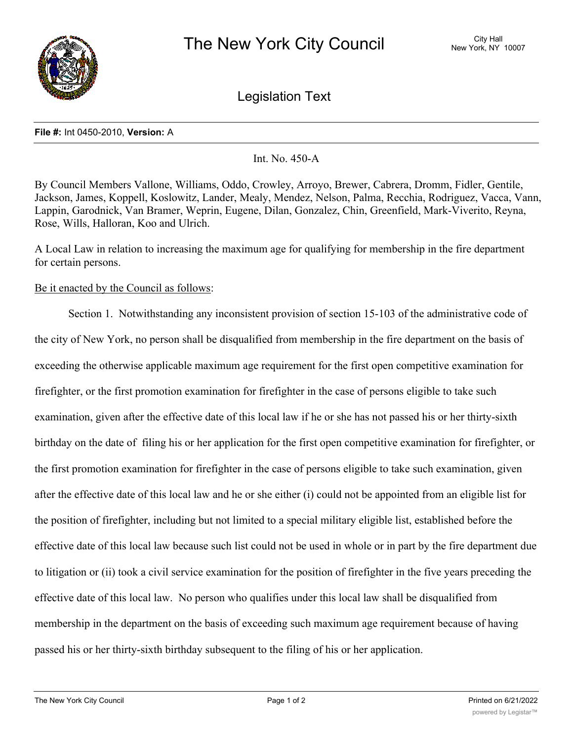# The New York City Council

City Hall
New York, NY 10007

## Legislation Text

**File #:** Int 0450-2010, **Version:** A

Int. No. 450-A

By Council Members Vallone, Williams, Oddo, Crowley, Arroyo, Brewer, Cabrera, Dromm, Fidler, Gentile, Jackson, James, Koppell, Koslowitz, Lander, Mealy, Mendez, Nelson, Palma, Recchia, Rodriguez, Vacca, Vann, Lappin, Garodnick, Van Bramer, Weprin, Eugene, Dilan, Gonzalez, Chin, Greenfield, Mark-Viverito, Reyna, Rose, Wills, Halloran, Koo and Ulrich.

A Local Law in relation to increasing the maximum age for qualifying for membership in the fire department for certain persons.

Be it enacted by the Council as follows:

Section 1. Notwithstanding any inconsistent provision of section 15-103 of the administrative code of the city of New York, no person shall be disqualified from membership in the fire department on the basis of exceeding the otherwise applicable maximum age requirement for the first open competitive examination for firefighter, or the first promotion examination for firefighter in the case of persons eligible to take such examination, given after the effective date of this local law if he or she has not passed his or her thirty-sixth birthday on the date of filing his or her application for the first open competitive examination for firefighter, or the first promotion examination for firefighter in the case of persons eligible to take such examination, given after the effective date of this local law and he or she either (i) could not be appointed from an eligible list for the position of firefighter, including but not limited to a special military eligible list, established before the effective date of this local law because such list could not be used in whole or in part by the fire department due to litigation or (ii) took a civil service examination for the position of firefighter in the five years preceding the effective date of this local law. No person who qualifies under this local law shall be disqualified from membership in the department on the basis of exceeding such maximum age requirement because of having passed his or her thirty-sixth birthday subsequent to the filing of his or her application.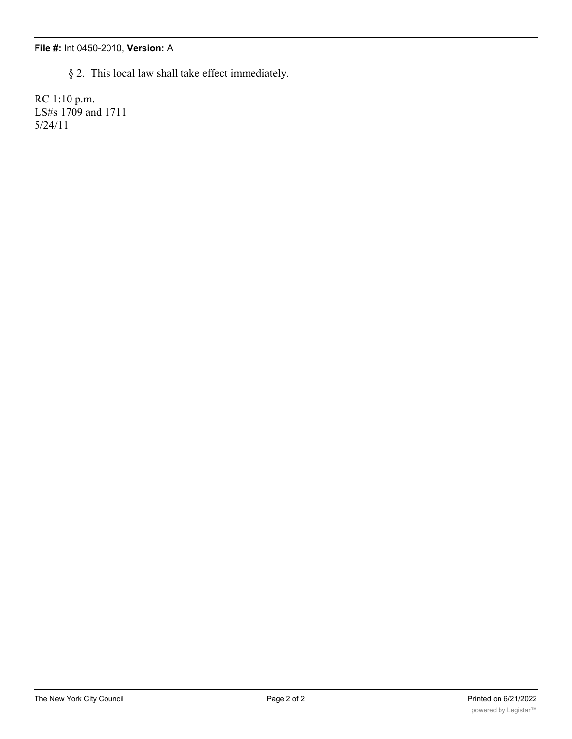§ 2. This local law shall take effect immediately.

RC 1:10 p.m.
LS#s 1709 and 1711
5/24/11